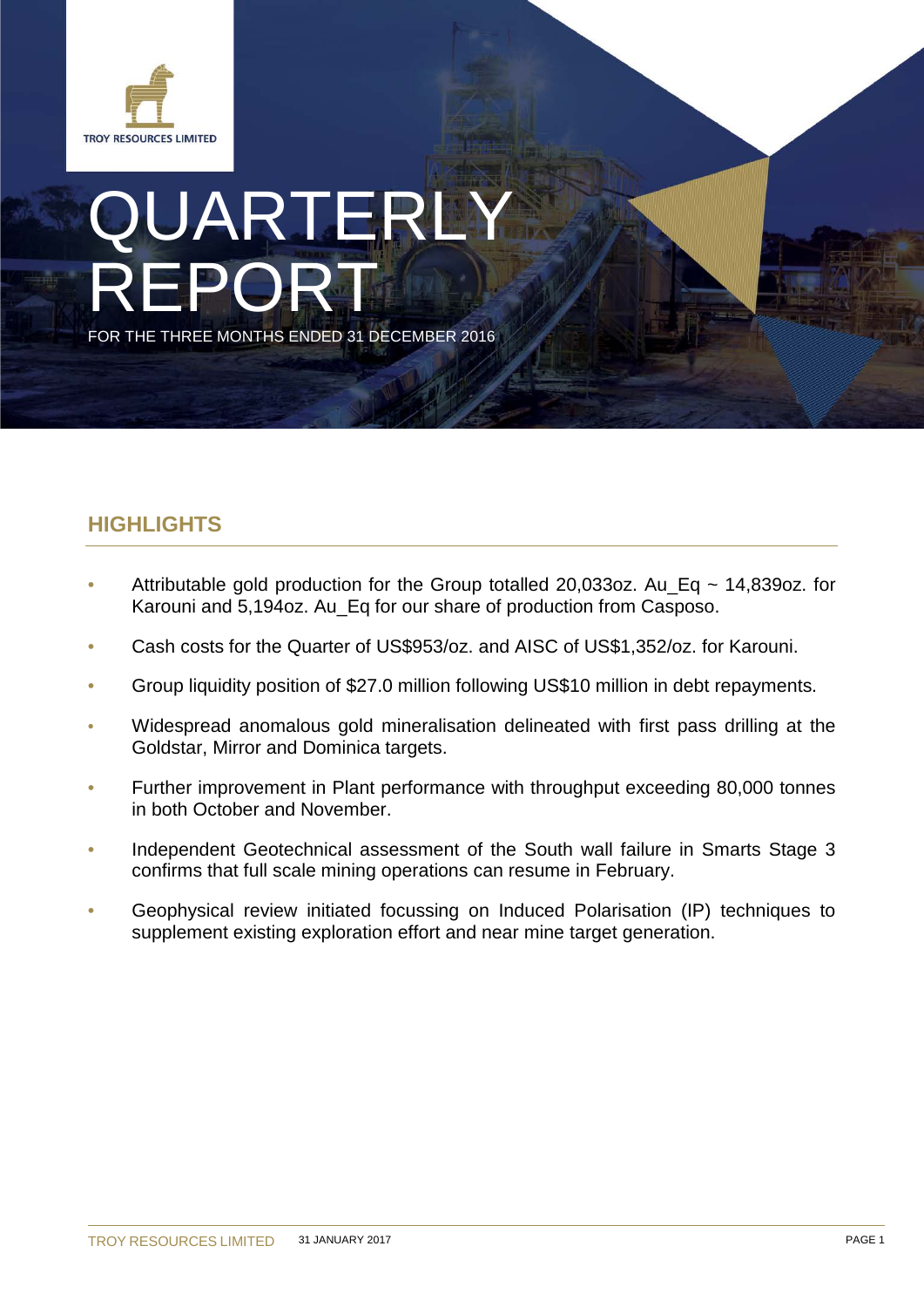TROY RESOURCES LIMITED

# QUARTERLY REPORT

FOR THE THREE MONTHS ENDED 31 DECEMBER 2016

## HIGHLIGHTS

- Attributable gold production for the Group totalled 20,033oz. Au_Eq ~ 14,839oz. for Karouni and 5,194oz. Au_Eq for our share of production from Casposo.
- Cash costs for the Quarter of US$953/oz. and AISC of US$1,352/oz. for Karouni.
- Group liquidity position of $27.0 million following US$10 million in debt repayments.
- Widespread anomalous gold mineralisation delineated with first pass drilling at the Goldstar, Mirror and Dominica targets.
- Further improvement in Plant performance with throughput exceeding 80,000 tonnes in both October and November.
- Independent Geotechnical assessment of the South wall failure in Smarts Stage 3 confirms that full scale mining operations can resume in February.
- Geophysical review initiated focussing on Induced Polarisation (IP) techniques to supplement existing exploration effort and near mine target generation.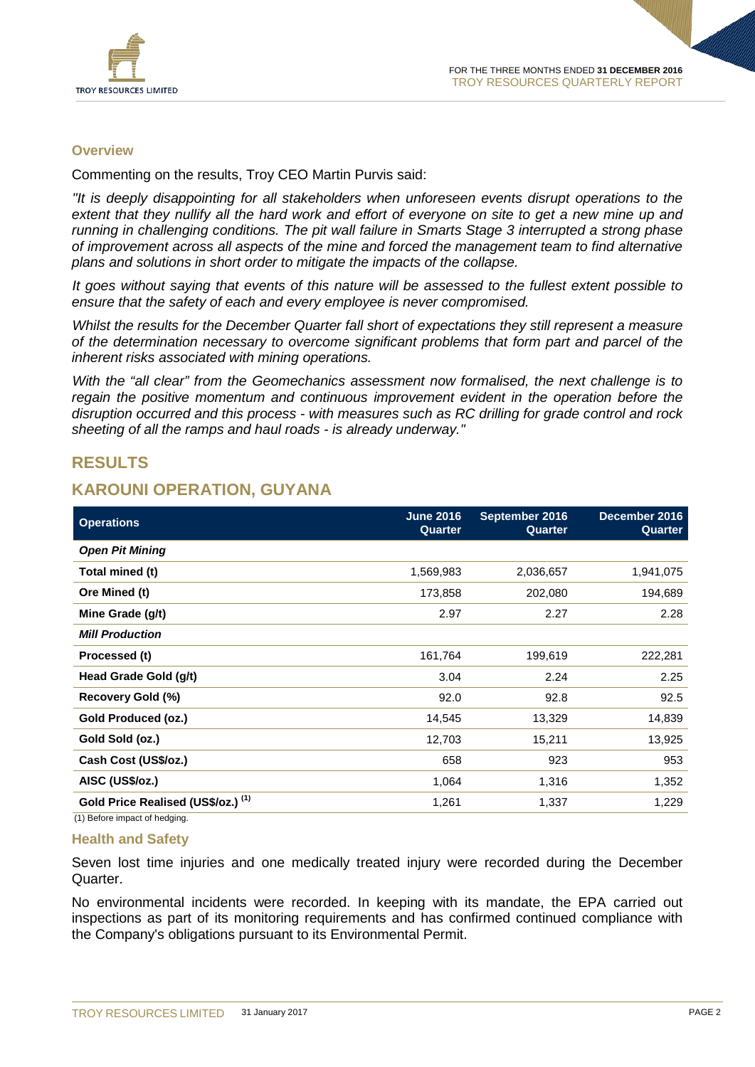## Overview

Commenting on the results, Troy CEO Martin Purvis said:

*"It is deeply disappointing for all stakeholders when unforeseen events disrupt operations to the extent that they nullify all the hard work and effort of everyone on site to get a new mine up and running in challenging conditions. The pit wall failure in Smarts Stage 3 interrupted a strong phase of improvement across all aspects of the mine and forced the management team to find alternative plans and solutions in short order to mitigate the impacts of the collapse.*

*It goes without saying that events of this nature will be assessed to the fullest extent possible to ensure that the safety of each and every employee is never compromised.*

*Whilst the results for the December Quarter fall short of expectations they still represent a measure of the determination necessary to overcome significant problems that form part and parcel of the inherent risks associated with mining operations.*

*With the "all clear" from the Geomechanics assessment now formalised, the next challenge is to regain the positive momentum and continuous improvement evident in the operation before the disruption occurred and this process - with measures such as RC drilling for grade control and rock sheeting of all the ramps and haul roads - is already underway."*

# RESULTS

# KAROUNI OPERATION, GUYANA

| Operations | June 2016 Quarter | September 2016 Quarter | December 2016 Quarter |
|---|---|---|---|
| ***Open Pit Mining*** | | | |
| **Total mined (t)** | 1,569,983 | 2,036,657 | 1,941,075 |
| **Ore Mined (t)** | 173,858 | 202,080 | 194,689 |
| **Mine Grade (g/t)** | 2.97 | 2.27 | 2.28 |
| ***Mill Production*** | | | |
| **Processed (t)** | 161,764 | 199,619 | 222,281 |
| **Head Grade Gold (g/t)** | 3.04 | 2.24 | 2.25 |
| **Recovery Gold (%)** | 92.0 | 92.8 | 92.5 |
| **Gold Produced (oz.)** | 14,545 | 13,329 | 14,839 |
| **Gold Sold (oz.)** | 12,703 | 15,211 | 13,925 |
| **Cash Cost (US$/oz.)** | 658 | 923 | 953 |
| **AISC (US$/oz.)** | 1,064 | 1,316 | 1,352 |
| **Gold Price Realised (US$/oz.) (1)** | 1,261 | 1,337 | 1,229 |

(1) Before impact of hedging.

## Health and Safety

Seven lost time injuries and one medically treated injury were recorded during the December Quarter.

No environmental incidents were recorded. In keeping with its mandate, the EPA carried out inspections as part of its monitoring requirements and has confirmed continued compliance with the Company's obligations pursuant to its Environmental Permit.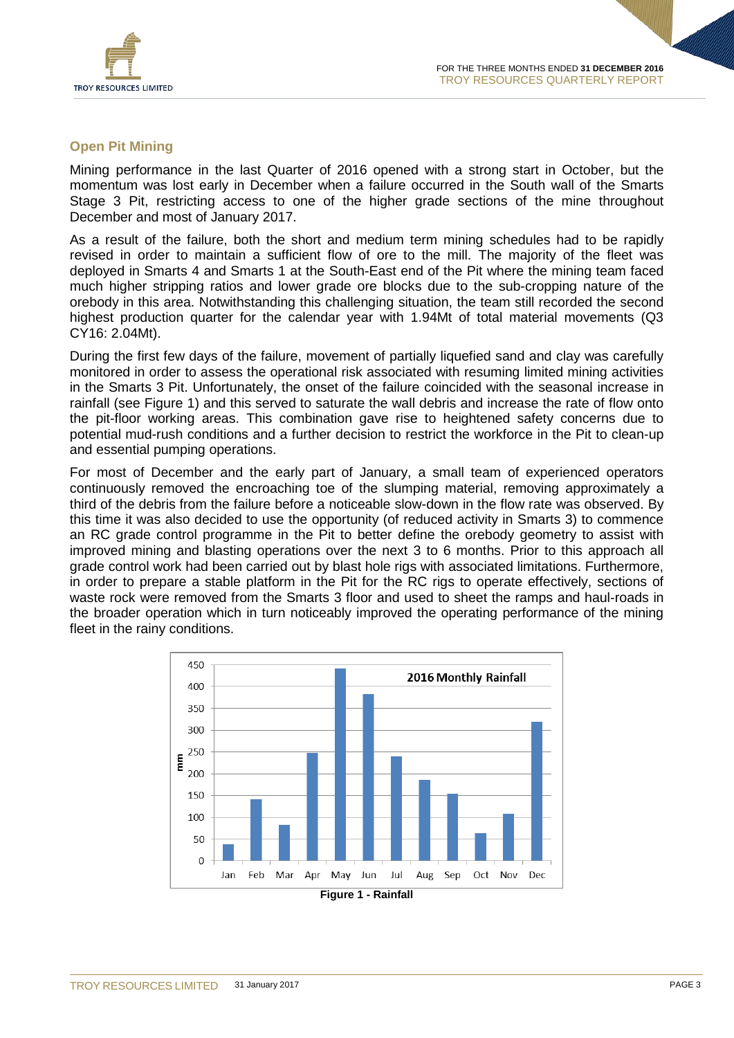## Open Pit Mining

Mining performance in the last Quarter of 2016 opened with a strong start in October, but the momentum was lost early in December when a failure occurred in the South wall of the Smarts Stage 3 Pit, restricting access to one of the higher grade sections of the mine throughout December and most of January 2017.

As a result of the failure, both the short and medium term mining schedules had to be rapidly revised in order to maintain a sufficient flow of ore to the mill. The majority of the fleet was deployed in Smarts 4 and Smarts 1 at the South-East end of the Pit where the mining team faced much higher stripping ratios and lower grade ore blocks due to the sub-cropping nature of the orebody in this area. Notwithstanding this challenging situation, the team still recorded the second highest production quarter for the calendar year with 1.94Mt of total material movements (Q3 CY16: 2.04Mt).

During the first few days of the failure, movement of partially liquefied sand and clay was carefully monitored in order to assess the operational risk associated with resuming limited mining activities in the Smarts 3 Pit. Unfortunately, the onset of the failure coincided with the seasonal increase in rainfall (see Figure 1) and this served to saturate the wall debris and increase the rate of flow onto the pit-floor working areas. This combination gave rise to heightened safety concerns due to potential mud-rush conditions and a further decision to restrict the workforce in the Pit to clean-up and essential pumping operations.

For most of December and the early part of January, a small team of experienced operators continuously removed the encroaching toe of the slumping material, removing approximately a third of the debris from the failure before a noticeable slow-down in the flow rate was observed. By this time it was also decided to use the opportunity (of reduced activity in Smarts 3) to commence an RC grade control programme in the Pit to better define the orebody geometry to assist with improved mining and blasting operations over the next 3 to 6 months. Prior to this approach all grade control work had been carried out by blast hole rigs with associated limitations. Furthermore, in order to prepare a stable platform in the Pit for the RC rigs to operate effectively, sections of waste rock were removed from the Smarts 3 floor and used to sheet the ramps and haul-roads in the broader operation which in turn noticeably improved the operating performance of the mining fleet in the rainy conditions.

**2016 Monthly Rainfall**

| Month | Rainfall (mm) |
|---|---|
| Jan | ~38 |
| Feb | ~141 |
| Mar | ~83 |
| Apr | ~247 |
| May | ~440 |
| Jun | ~381 |
| Jul | ~240 |
| Aug | ~185 |
| Sep | ~154 |
| Oct | ~63 |
| Nov | ~108 |
| Dec | ~319 |

**Figure 1 - Rainfall**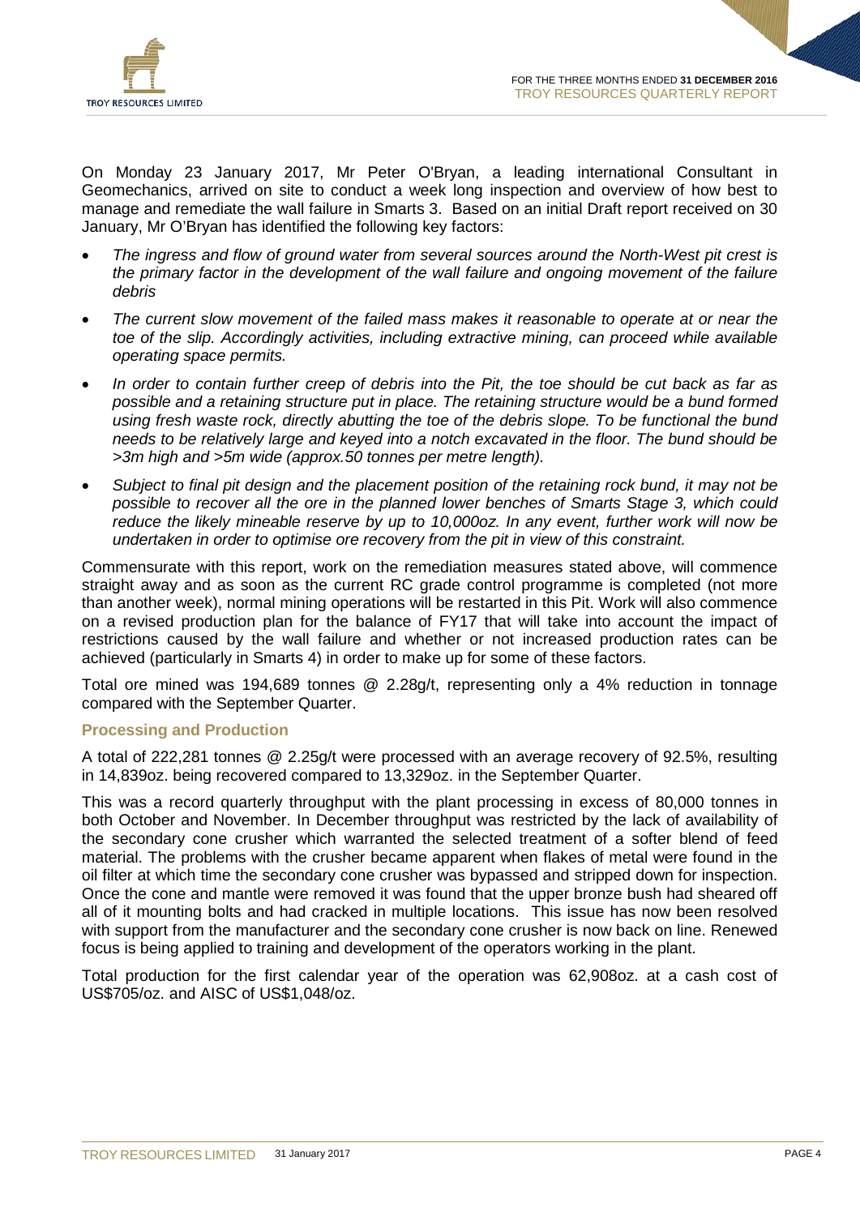On Monday 23 January 2017, Mr Peter O'Bryan, a leading international Consultant in Geomechanics, arrived on site to conduct a week long inspection and overview of how best to manage and remediate the wall failure in Smarts 3. Based on an initial Draft report received on 30 January, Mr O'Bryan has identified the following key factors:

- *The ingress and flow of ground water from several sources around the North-West pit crest is the primary factor in the development of the wall failure and ongoing movement of the failure debris*
- *The current slow movement of the failed mass makes it reasonable to operate at or near the toe of the slip. Accordingly activities, including extractive mining, can proceed while available operating space permits.*
- *In order to contain further creep of debris into the Pit, the toe should be cut back as far as possible and a retaining structure put in place. The retaining structure would be a bund formed using fresh waste rock, directly abutting the toe of the debris slope. To be functional the bund needs to be relatively large and keyed into a notch excavated in the floor. The bund should be >3m high and >5m wide (approx.50 tonnes per metre length).*
- *Subject to final pit design and the placement position of the retaining rock bund, it may not be possible to recover all the ore in the planned lower benches of Smarts Stage 3, which could reduce the likely mineable reserve by up to 10,000oz. In any event, further work will now be undertaken in order to optimise ore recovery from the pit in view of this constraint.*

Commensurate with this report, work on the remediation measures stated above, will commence straight away and as soon as the current RC grade control programme is completed (not more than another week), normal mining operations will be restarted in this Pit. Work will also commence on a revised production plan for the balance of FY17 that will take into account the impact of restrictions caused by the wall failure and whether or not increased production rates can be achieved (particularly in Smarts 4) in order to make up for some of these factors.

Total ore mined was 194,689 tonnes @ 2.28g/t, representing only a 4% reduction in tonnage compared with the September Quarter.

### Processing and Production

A total of 222,281 tonnes @ 2.25g/t were processed with an average recovery of 92.5%, resulting in 14,839oz. being recovered compared to 13,329oz. in the September Quarter.

This was a record quarterly throughput with the plant processing in excess of 80,000 tonnes in both October and November. In December throughput was restricted by the lack of availability of the secondary cone crusher which warranted the selected treatment of a softer blend of feed material. The problems with the crusher became apparent when flakes of metal were found in the oil filter at which time the secondary cone crusher was bypassed and stripped down for inspection. Once the cone and mantle were removed it was found that the upper bronze bush had sheared off all of it mounting bolts and had cracked in multiple locations. This issue has now been resolved with support from the manufacturer and the secondary cone crusher is now back on line. Renewed focus is being applied to training and development of the operators working in the plant.

Total production for the first calendar year of the operation was 62,908oz. at a cash cost of US$705/oz. and AISC of US$1,048/oz.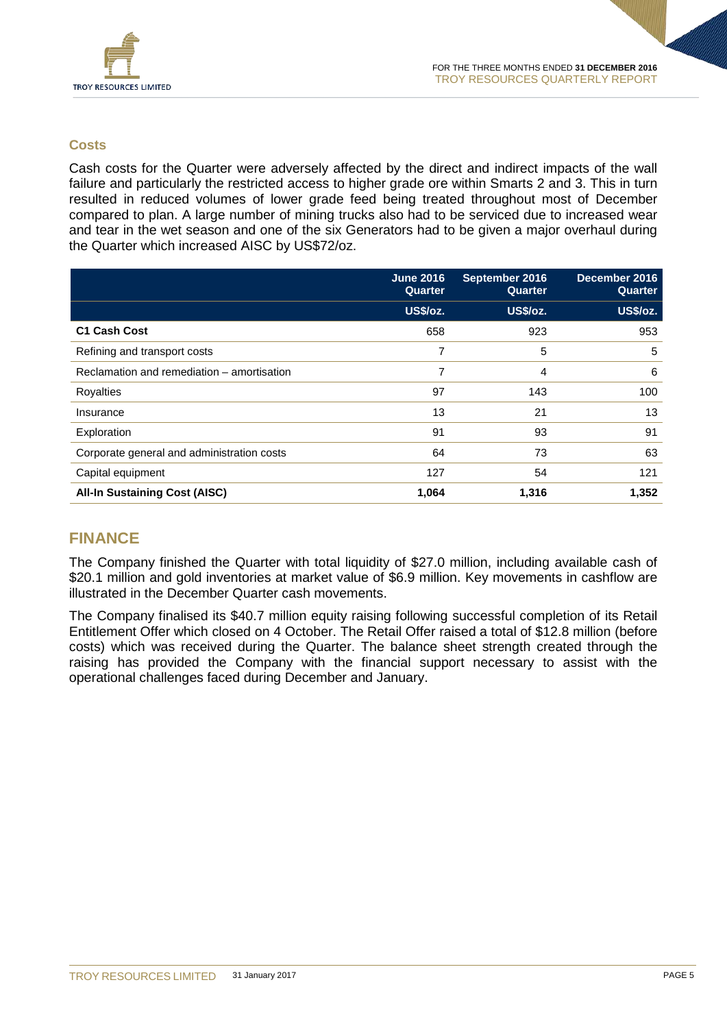### Costs

Cash costs for the Quarter were adversely affected by the direct and indirect impacts of the wall failure and particularly the restricted access to higher grade ore within Smarts 2 and 3. This in turn resulted in reduced volumes of lower grade feed being treated throughout most of December compared to plan. A large number of mining trucks also had to be serviced due to increased wear and tear in the wet season and one of the six Generators had to be given a major overhaul during the Quarter which increased AISC by US$72/oz.

| | June 2016 Quarter | September 2016 Quarter | December 2016 Quarter |
|---|---|---|---|
| | US$/oz. | US$/oz. | US$/oz. |
| **C1 Cash Cost** | 658 | 923 | 953 |
| Refining and transport costs | 7 | 5 | 5 |
| Reclamation and remediation – amortisation | 7 | 4 | 6 |
| Royalties | 97 | 143 | 100 |
| Insurance | 13 | 21 | 13 |
| Exploration | 91 | 93 | 91 |
| Corporate general and administration costs | 64 | 73 | 63 |
| Capital equipment | 127 | 54 | 121 |
| **All-In Sustaining Cost (AISC)** | **1,064** | **1,316** | **1,352** |

## FINANCE

The Company finished the Quarter with total liquidity of $27.0 million, including available cash of $20.1 million and gold inventories at market value of $6.9 million. Key movements in cashflow are illustrated in the December Quarter cash movements.

The Company finalised its $40.7 million equity raising following successful completion of its Retail Entitlement Offer which closed on 4 October. The Retail Offer raised a total of $12.8 million (before costs) which was received during the Quarter. The balance sheet strength created through the raising has provided the Company with the financial support necessary to assist with the operational challenges faced during December and January.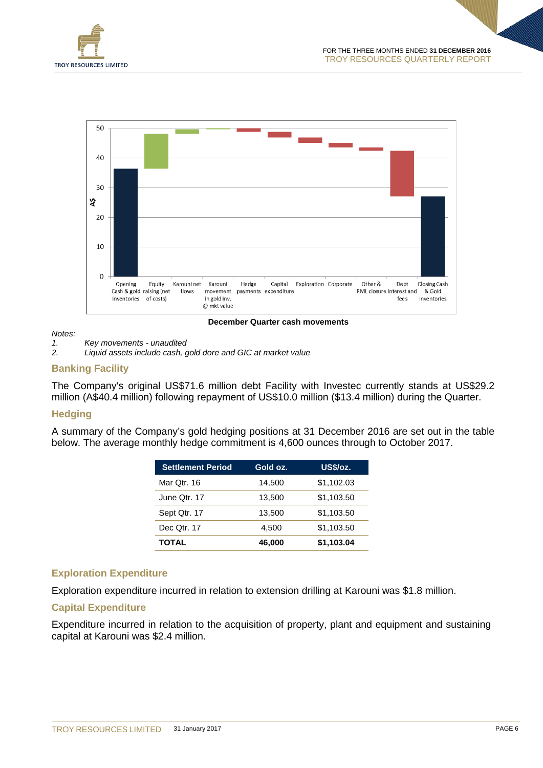December Quarter cash movements

*Notes:*

*1. Key movements - unaudited*

*2. Liquid assets include cash, gold dore and GIC at market value*

## Banking Facility

The Company's original US$71.6 million debt Facility with Investec currently stands at US$29.2 million (A$40.4 million) following repayment of US$10.0 million ($13.4 million) during the Quarter.

## Hedging

A summary of the Company's gold hedging positions at 31 December 2016 are set out in the table below. The average monthly hedge commitment is 4,600 ounces through to October 2017.

| Settlement Period | Gold oz. | US$/oz. |
|---|---|---|
| Mar Qtr. 16 | 14,500 | $1,102.03 |
| June Qtr. 17 | 13,500 | $1,103.50 |
| Sept Qtr. 17 | 13,500 | $1,103.50 |
| Dec Qtr. 17 | 4,500 | $1,103.50 |
| **TOTAL** | **46,000** | **$1,103.04** |

## Exploration Expenditure

Exploration expenditure incurred in relation to extension drilling at Karouni was $1.8 million.

## Capital Expenditure

Expenditure incurred in relation to the acquisition of property, plant and equipment and sustaining capital at Karouni was $2.4 million.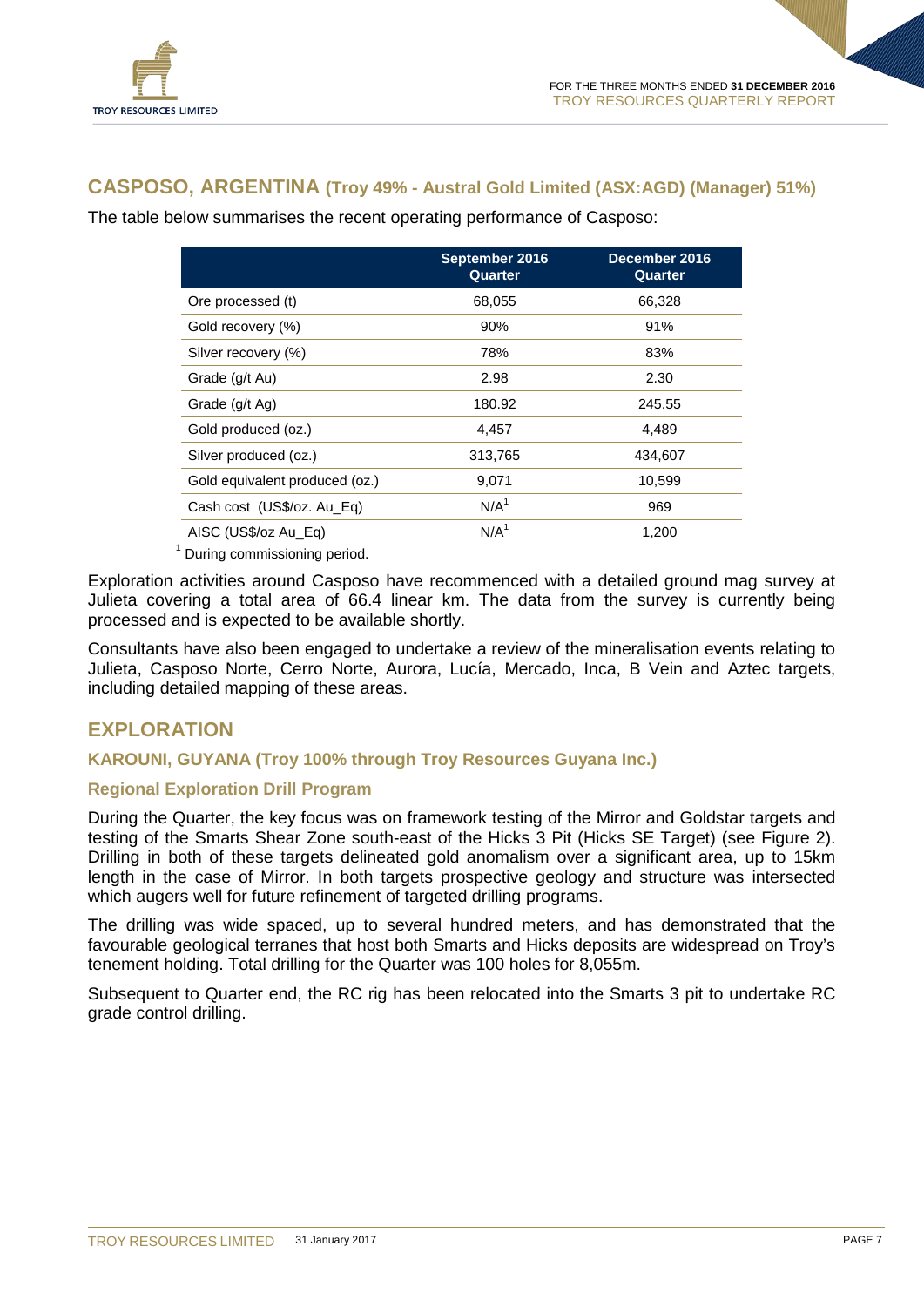## CASPOSO, ARGENTINA (Troy 49% - Austral Gold Limited (ASX:AGD) (Manager) 51%)

The table below summarises the recent operating performance of Casposo:

| | September 2016 Quarter | December 2016 Quarter |
|---|---|---|
| Ore processed (t) | 68,055 | 66,328 |
| Gold recovery (%) | 90% | 91% |
| Silver recovery (%) | 78% | 83% |
| Grade (g/t Au) | 2.98 | 2.30 |
| Grade (g/t Ag) | 180.92 | 245.55 |
| Gold produced (oz.) | 4,457 | 4,489 |
| Silver produced (oz.) | 313,765 | 434,607 |
| Gold equivalent produced (oz.) | 9,071 | 10,599 |
| Cash cost (US$/oz. Au_Eq) | N/A[1] | 969 |
| AISC (US$/oz Au_Eq) | N/A[1] | 1,200 |

[1] During commissioning period.

Exploration activities around Casposo have recommenced with a detailed ground mag survey at Julieta covering a total area of 66.4 linear km. The data from the survey is currently being processed and is expected to be available shortly.

Consultants have also been engaged to undertake a review of the mineralisation events relating to Julieta, Casposo Norte, Cerro Norte, Aurora, Lucía, Mercado, Inca, B Vein and Aztec targets, including detailed mapping of these areas.

# EXPLORATION

### KAROUNI, GUYANA (Troy 100% through Troy Resources Guyana Inc.)

### Regional Exploration Drill Program

During the Quarter, the key focus was on framework testing of the Mirror and Goldstar targets and testing of the Smarts Shear Zone south-east of the Hicks 3 Pit (Hicks SE Target) (see Figure 2). Drilling in both of these targets delineated gold anomalism over a significant area, up to 15km length in the case of Mirror. In both targets prospective geology and structure was intersected which augers well for future refinement of targeted drilling programs.

The drilling was wide spaced, up to several hundred meters, and has demonstrated that the favourable geological terranes that host both Smarts and Hicks deposits are widespread on Troy's tenement holding. Total drilling for the Quarter was 100 holes for 8,055m.

Subsequent to Quarter end, the RC rig has been relocated into the Smarts 3 pit to undertake RC grade control drilling.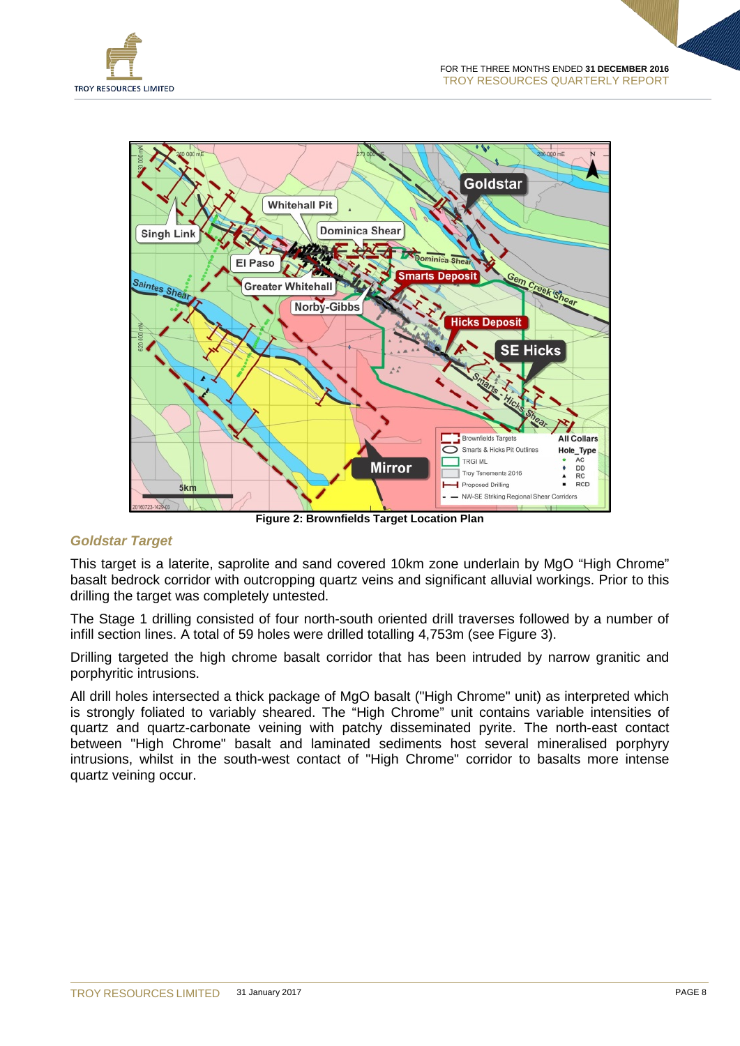Figure 2: Brownfields Target Location Plan

### *Goldstar Target*

This target is a laterite, saprolite and sand covered 10km zone underlain by MgO “High Chrome” basalt bedrock corridor with outcropping quartz veins and significant alluvial workings. Prior to this drilling the target was completely untested.

The Stage 1 drilling consisted of four north-south oriented drill traverses followed by a number of infill section lines. A total of 59 holes were drilled totalling 4,753m (see Figure 3).

Drilling targeted the high chrome basalt corridor that has been intruded by narrow granitic and porphyritic intrusions.

All drill holes intersected a thick package of MgO basalt ("High Chrome" unit) as interpreted which is strongly foliated to variably sheared. The “High Chrome” unit contains variable intensities of quartz and quartz-carbonate veining with patchy disseminated pyrite. The north-east contact between "High Chrome" basalt and laminated sediments host several mineralised porphyry intrusions, whilst in the south-west contact of "High Chrome" corridor to basalts more intense quartz veining occur.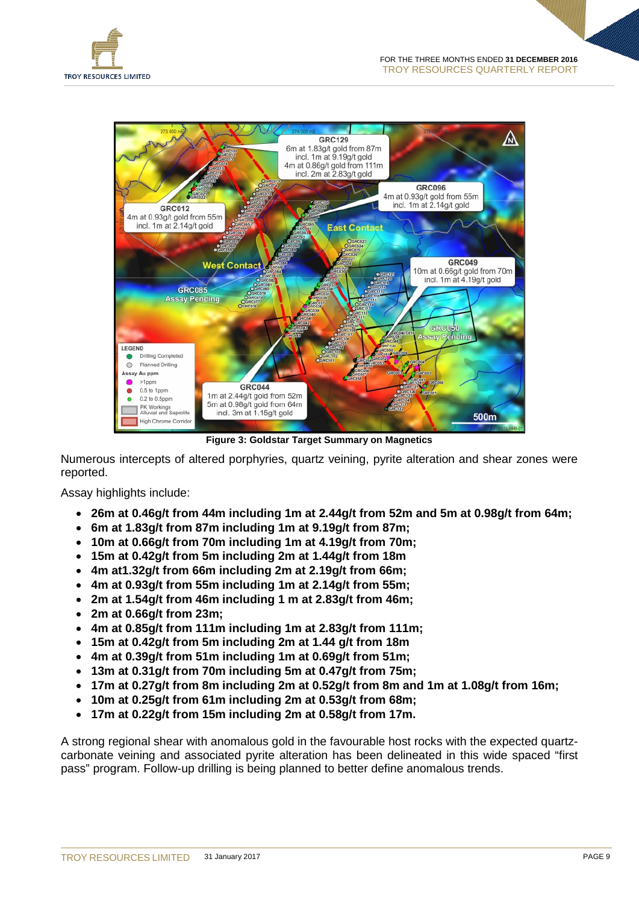**Figure 3: Goldstar Target Summary on Magnetics**

Numerous intercepts of altered porphyries, quartz veining, pyrite alteration and shear zones were reported.

Assay highlights include:

- **26m at 0.46g/t from 44m including 1m at 2.44g/t from 52m and 5m at 0.98g/t from 64m;**
- **6m at 1.83g/t from 87m including 1m at 9.19g/t from 87m;**
- **10m at 0.66g/t from 70m including 1m at 4.19g/t from 70m;**
- **15m at 0.42g/t from 5m including 2m at 1.44g/t from 18m**
- **4m at1.32g/t from 66m including 2m at 2.19g/t from 66m;**
- **4m at 0.93g/t from 55m including 1m at 2.14g/t from 55m;**
- **2m at 1.54g/t from 46m including 1 m at 2.83g/t from 46m;**
- **2m at 0.66g/t from 23m;**
- **4m at 0.85g/t from 111m including 1m at 2.83g/t from 111m;**
- **15m at 0.42g/t from 5m including 2m at 1.44 g/t from 18m**
- **4m at 0.39g/t from 51m including 1m at 0.69g/t from 51m;**
- **13m at 0.31g/t from 70m including 5m at 0.47g/t from 75m;**
- **17m at 0.27g/t from 8m including 2m at 0.52g/t from 8m and 1m at 1.08g/t from 16m;**
- **10m at 0.25g/t from 61m including 2m at 0.53g/t from 68m;**
- **17m at 0.22g/t from 15m including 2m at 0.58g/t from 17m.**

A strong regional shear with anomalous gold in the favourable host rocks with the expected quartz-carbonate veining and associated pyrite alteration has been delineated in this wide spaced "first pass" program. Follow-up drilling is being planned to better define anomalous trends.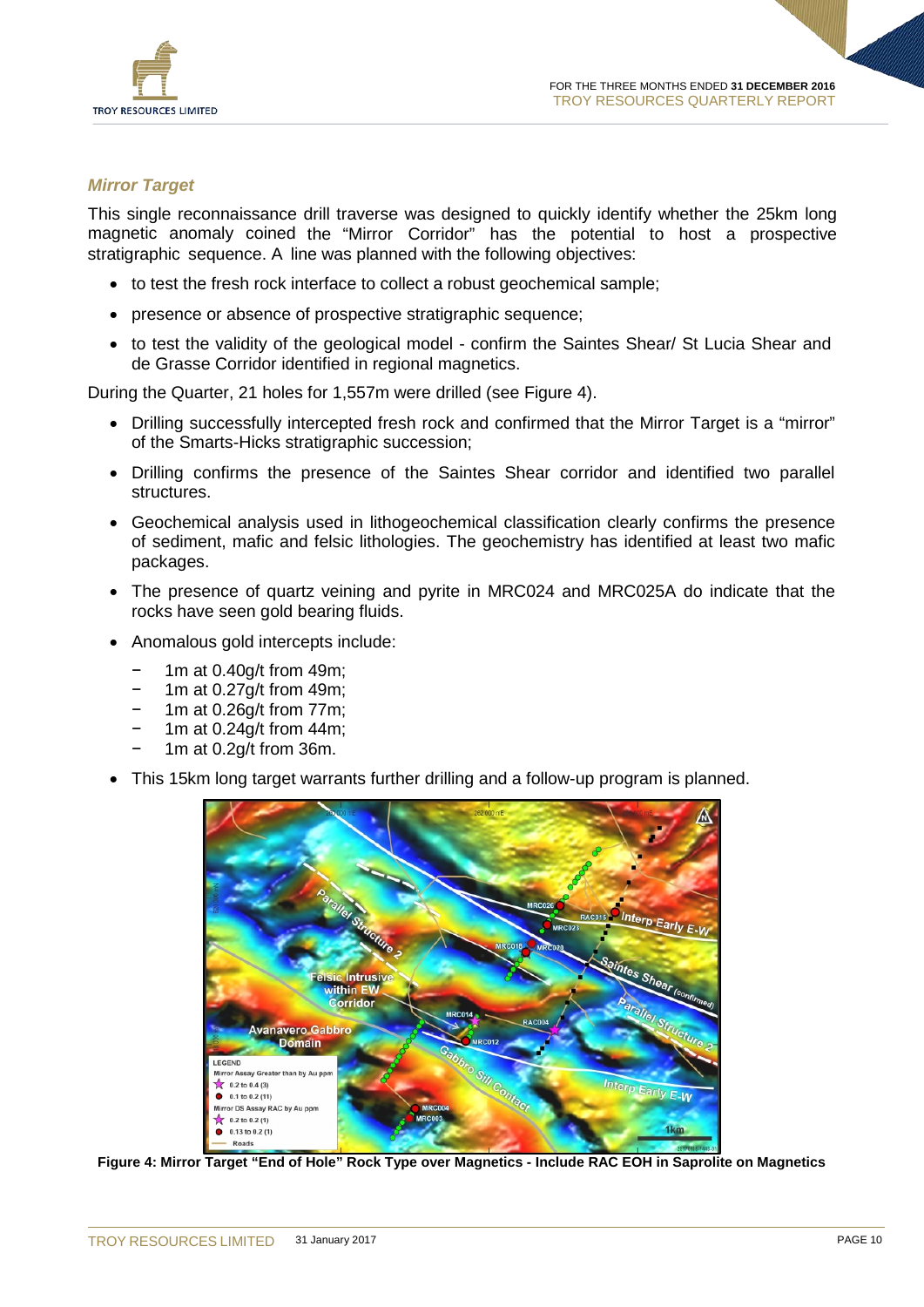### *Mirror Target*

This single reconnaissance drill traverse was designed to quickly identify whether the 25km long magnetic anomaly coined the “Mirror Corridor” has the potential to host a prospective stratigraphic sequence. A line was planned with the following objectives:

- to test the fresh rock interface to collect a robust geochemical sample;
- presence or absence of prospective stratigraphic sequence;
- to test the validity of the geological model - confirm the Saintes Shear/ St Lucia Shear and de Grasse Corridor identified in regional magnetics.

During the Quarter, 21 holes for 1,557m were drilled (see Figure 4).

- Drilling successfully intercepted fresh rock and confirmed that the Mirror Target is a “mirror” of the Smarts-Hicks stratigraphic succession;
- Drilling confirms the presence of the Saintes Shear corridor and identified two parallel structures.
- Geochemical analysis used in lithogeochemical classification clearly confirms the presence of sediment, mafic and felsic lithologies. The geochemistry has identified at least two mafic packages.
- The presence of quartz veining and pyrite in MRC024 and MRC025A do indicate that the rocks have seen gold bearing fluids.
- Anomalous gold intercepts include:
  - 1m at 0.40g/t from 49m;
  - 1m at 0.27g/t from 49m;
  - 1m at 0.26g/t from 77m;
  - 1m at 0.24g/t from 44m;
  - 1m at 0.2g/t from 36m.
- This 15km long target warrants further drilling and a follow-up program is planned.

**Figure 4: Mirror Target “End of Hole” Rock Type over Magnetics - Include RAC EOH in Saprolite on Magnetics**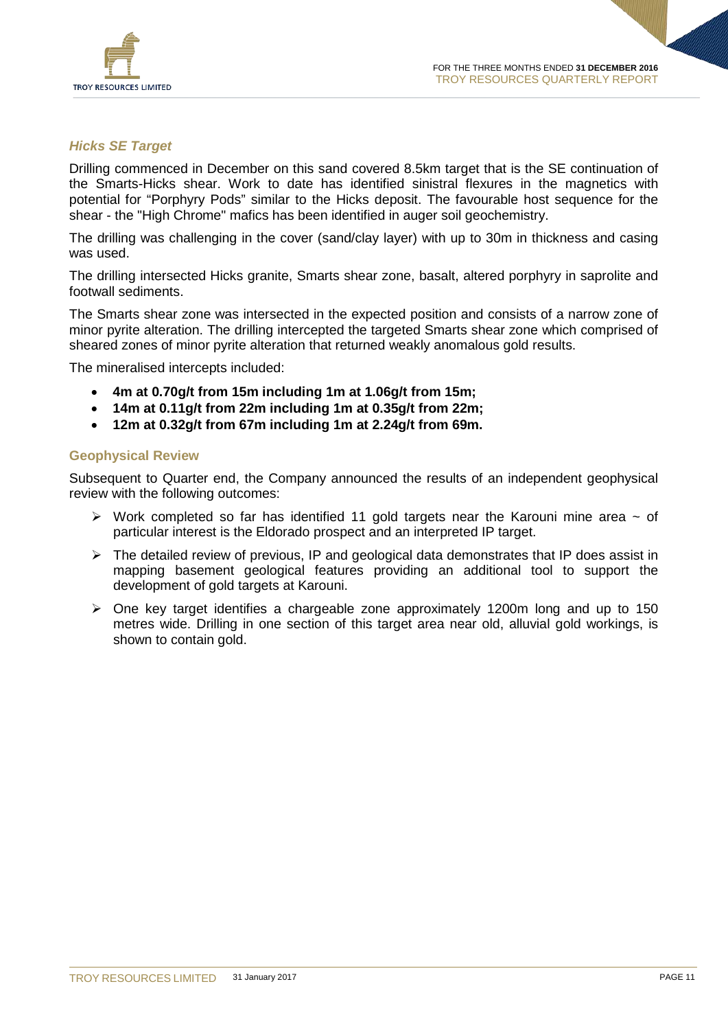### *Hicks SE Target*

Drilling commenced in December on this sand covered 8.5km target that is the SE continuation of the Smarts-Hicks shear. Work to date has identified sinistral flexures in the magnetics with potential for "Porphyry Pods" similar to the Hicks deposit. The favourable host sequence for the shear - the "High Chrome" mafics has been identified in auger soil geochemistry.

The drilling was challenging in the cover (sand/clay layer) with up to 30m in thickness and casing was used.

The drilling intersected Hicks granite, Smarts shear zone, basalt, altered porphyry in saprolite and footwall sediments.

The Smarts shear zone was intersected in the expected position and consists of a narrow zone of minor pyrite alteration. The drilling intercepted the targeted Smarts shear zone which comprised of sheared zones of minor pyrite alteration that returned weakly anomalous gold results.

The mineralised intercepts included:

- **4m at 0.70g/t from 15m including 1m at 1.06g/t from 15m;**
- **14m at 0.11g/t from 22m including 1m at 0.35g/t from 22m;**
- **12m at 0.32g/t from 67m including 1m at 2.24g/t from 69m.**

### Geophysical Review

Subsequent to Quarter end, the Company announced the results of an independent geophysical review with the following outcomes:

- Work completed so far has identified 11 gold targets near the Karouni mine area ~ of particular interest is the Eldorado prospect and an interpreted IP target.
- The detailed review of previous, IP and geological data demonstrates that IP does assist in mapping basement geological features providing an additional tool to support the development of gold targets at Karouni.
- One key target identifies a chargeable zone approximately 1200m long and up to 150 metres wide. Drilling in one section of this target area near old, alluvial gold workings, is shown to contain gold.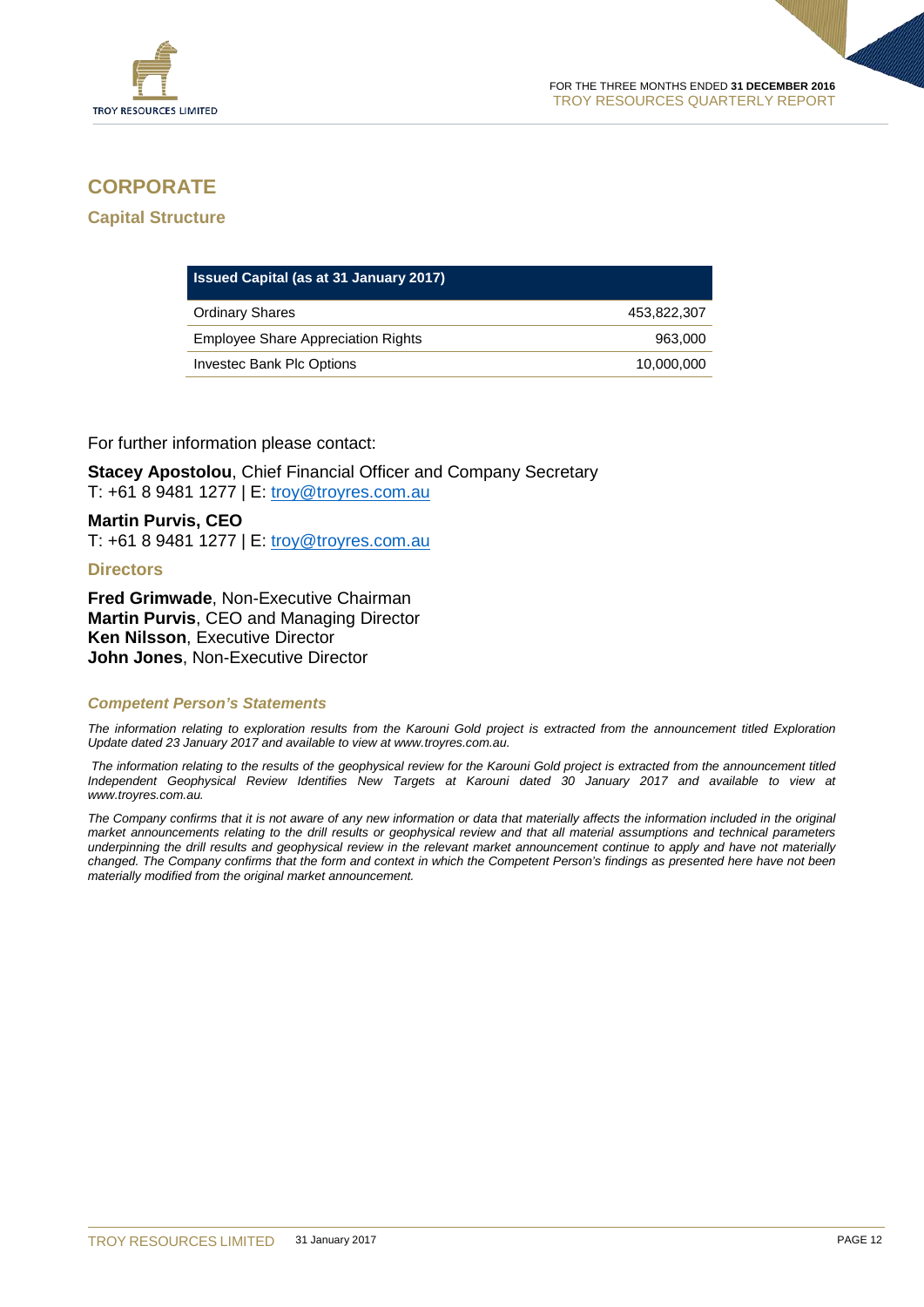# CORPORATE

## Capital Structure

| Issued Capital (as at 31 January 2017) | |
|---|---|
| Ordinary Shares | 453,822,307 |
| Employee Share Appreciation Rights | 963,000 |
| Investec Bank Plc Options | 10,000,000 |

For further information please contact:

**Stacey Apostolou**, Chief Financial Officer and Company Secretary
T: +61 8 9481 1277 | E: troy@troyres.com.au

**Martin Purvis, CEO**
T: +61 8 9481 1277 | E: troy@troyres.com.au

## Directors

**Fred Grimwade**, Non-Executive Chairman
**Martin Purvis**, CEO and Managing Director
**Ken Nilsson**, Executive Director
**John Jones**, Non-Executive Director

### *Competent Person's Statements*

*The information relating to exploration results from the Karouni Gold project is extracted from the announcement titled Exploration Update dated 23 January 2017 and available to view at www.troyres.com.au.*

*The information relating to the results of the geophysical review for the Karouni Gold project is extracted from the announcement titled Independent Geophysical Review Identifies New Targets at Karouni dated 30 January 2017 and available to view at www.troyres.com.au.*

*The Company confirms that it is not aware of any new information or data that materially affects the information included in the original market announcements relating to the drill results or geophysical review and that all material assumptions and technical parameters underpinning the drill results and geophysical review in the relevant market announcement continue to apply and have not materially changed. The Company confirms that the form and context in which the Competent Person's findings as presented here have not been materially modified from the original market announcement.*